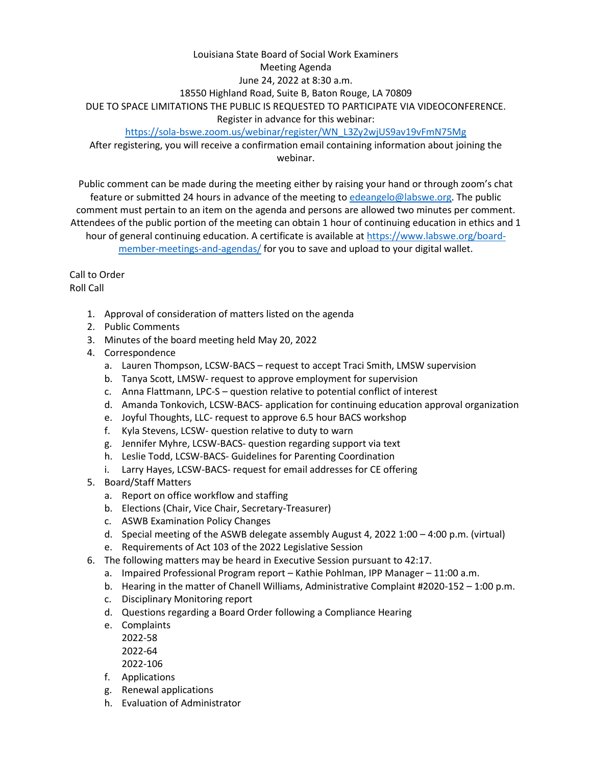Louisiana State Board of Social Work Examiners
Meeting Agenda
June 24, 2022 at 8:30 a.m.
18550 Highland Road, Suite B, Baton Rouge, LA 70809
DUE TO SPACE LIMITATIONS THE PUBLIC IS REQUESTED TO PARTICIPATE VIA VIDEOCONFERENCE.
Register in advance for this webinar:
https://sola-bswe.zoom.us/webinar/register/WN_L3Zy2wjUS9av19vFmN75Mg
After registering, you will receive a confirmation email containing information about joining the webinar.

Public comment can be made during the meeting either by raising your hand or through zoom's chat feature or submitted 24 hours in advance of the meeting to edeangelo@labswe.org. The public comment must pertain to an item on the agenda and persons are allowed two minutes per comment. Attendees of the public portion of the meeting can obtain 1 hour of continuing education in ethics and 1 hour of general continuing education. A certificate is available at https://www.labswe.org/board-member-meetings-and-agendas/ for you to save and upload to your digital wallet.

Call to Order
Roll Call

1. Approval of consideration of matters listed on the agenda
2. Public Comments
3. Minutes of the board meeting held May 20, 2022
4. Correspondence
   a. Lauren Thompson, LCSW-BACS – request to accept Traci Smith, LMSW supervision
   b. Tanya Scott, LMSW- request to approve employment for supervision
   c. Anna Flattmann, LPC-S – question relative to potential conflict of interest
   d. Amanda Tonkovich, LCSW-BACS- application for continuing education approval organization
   e. Joyful Thoughts, LLC- request to approve 6.5 hour BACS workshop
   f. Kyla Stevens, LCSW- question relative to duty to warn
   g. Jennifer Myhre, LCSW-BACS- question regarding support via text
   h. Leslie Todd, LCSW-BACS- Guidelines for Parenting Coordination
   i. Larry Hayes, LCSW-BACS- request for email addresses for CE offering
5. Board/Staff Matters
   a. Report on office workflow and staffing
   b. Elections (Chair, Vice Chair, Secretary-Treasurer)
   c. ASWB Examination Policy Changes
   d. Special meeting of the ASWB delegate assembly August 4, 2022 1:00 – 4:00 p.m. (virtual)
   e. Requirements of Act 103 of the 2022 Legislative Session
6. The following matters may be heard in Executive Session pursuant to 42:17.
   a. Impaired Professional Program report – Kathie Pohlman, IPP Manager – 11:00 a.m.
   b. Hearing in the matter of Chanell Williams, Administrative Complaint #2020-152 – 1:00 p.m.
   c. Disciplinary Monitoring report
   d. Questions regarding a Board Order following a Compliance Hearing
   e. Complaints
      2022-58
      2022-64
      2022-106
   f. Applications
   g. Renewal applications
   h. Evaluation of Administrator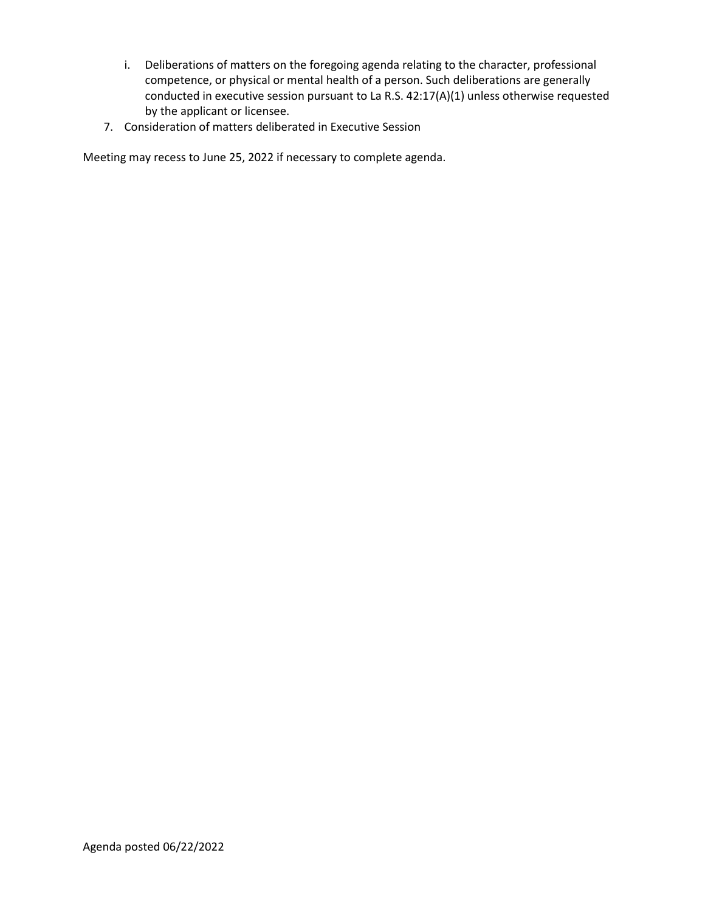i. Deliberations of matters on the foregoing agenda relating to the character, professional competence, or physical or mental health of a person. Such deliberations are generally conducted in executive session pursuant to La R.S. 42:17(A)(1) unless otherwise requested by the applicant or licensee.

7. Consideration of matters deliberated in Executive Session

Meeting may recess to June 25, 2022 if necessary to complete agenda.

Agenda posted 06/22/2022